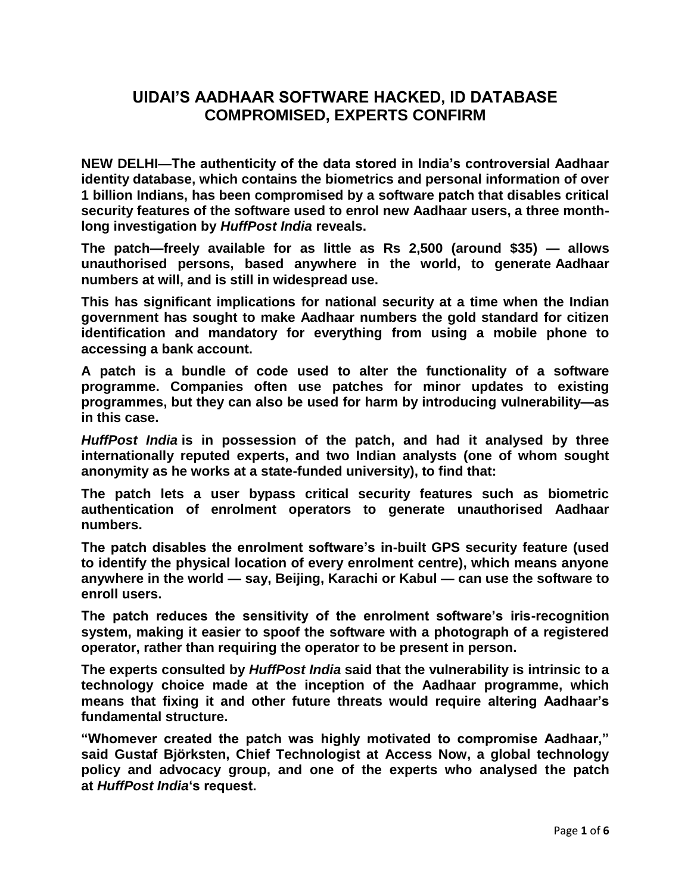# UIDAI'S AADHAAR SOFTWARE HACKED, ID DATABASE COMPROMISED, EXPERTS CONFIRM

**NEW DELHI—The authenticity of the data stored in India's controversial Aadhaar identity database, which contains the biometrics and personal information of over 1 billion Indians, has been compromised by a software patch that disables critical security features of the software used to enrol new Aadhaar users, a three month-long investigation by *HuffPost India* reveals.**

**The patch—freely available for as little as Rs 2,500 (around $35) — allows unauthorised persons, based anywhere in the world, to generate Aadhaar numbers at will, and is still in widespread use.**

**This has significant implications for national security at a time when the Indian government has sought to make Aadhaar numbers the gold standard for citizen identification and mandatory for everything from using a mobile phone to accessing a bank account.**

**A patch is a bundle of code used to alter the functionality of a software programme. Companies often use patches for minor updates to existing programmes, but they can also be used for harm by introducing vulnerability—as in this case.**

***HuffPost India* is in possession of the patch, and had it analysed by three internationally reputed experts, and two Indian analysts (one of whom sought anonymity as he works at a state-funded university), to find that:**

**The patch lets a user bypass critical security features such as biometric authentication of enrolment operators to generate unauthorised Aadhaar numbers.**

**The patch disables the enrolment software's in-built GPS security feature (used to identify the physical location of every enrolment centre), which means anyone anywhere in the world — say, Beijing, Karachi or Kabul — can use the software to enroll users.**

**The patch reduces the sensitivity of the enrolment software's iris-recognition system, making it easier to spoof the software with a photograph of a registered operator, rather than requiring the operator to be present in person.**

**The experts consulted by *HuffPost India* said that the vulnerability is intrinsic to a technology choice made at the inception of the Aadhaar programme, which means that fixing it and other future threats would require altering Aadhaar's fundamental structure.**

**"Whomever created the patch was highly motivated to compromise Aadhaar," said Gustaf Björksten, Chief Technologist at Access Now, a global technology policy and advocacy group, and one of the experts who analysed the patch at *HuffPost India*'s request.**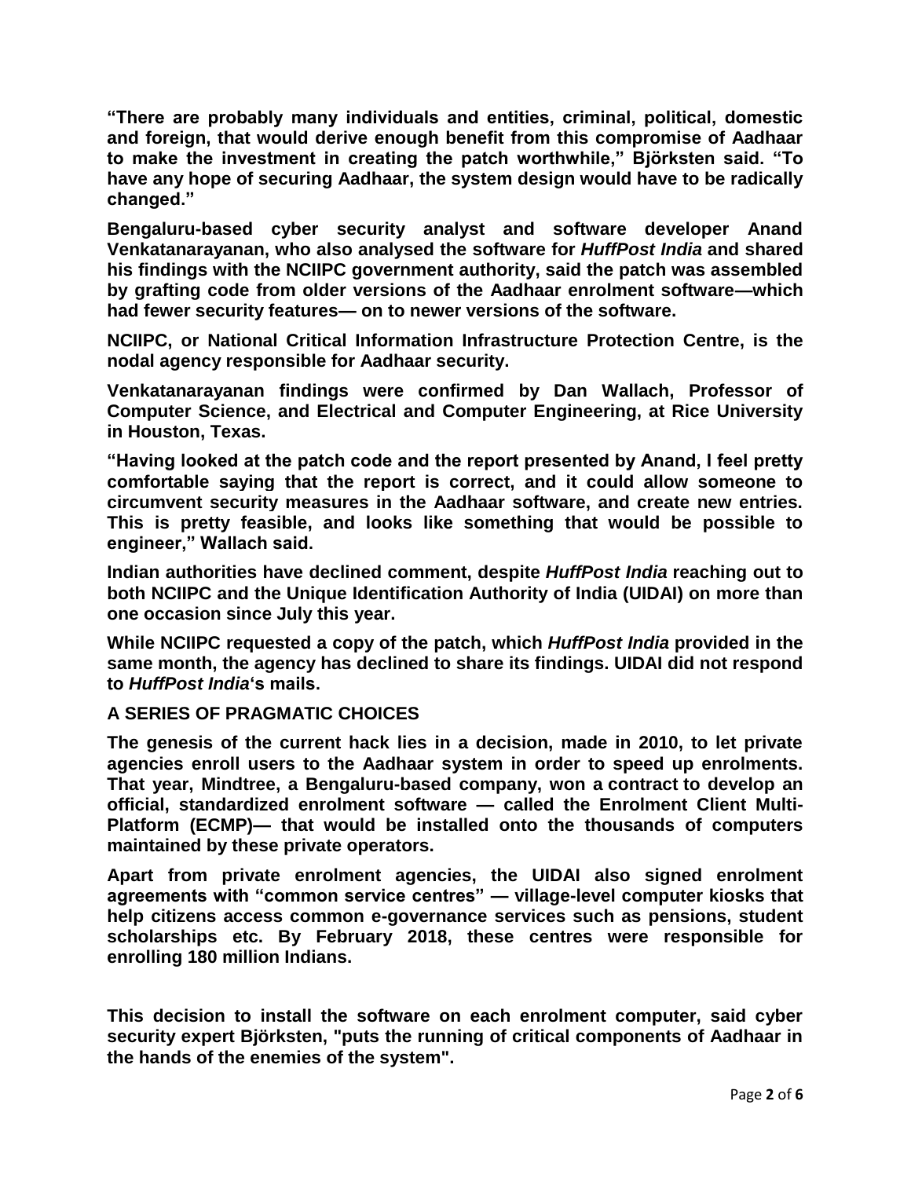**"There are probably many individuals and entities, criminal, political, domestic and foreign, that would derive enough benefit from this compromise of Aadhaar to make the investment in creating the patch worthwhile," Björksten said. "To have any hope of securing Aadhaar, the system design would have to be radically changed."**

**Bengaluru-based cyber security analyst and software developer Anand Venkatanarayanan, who also analysed the software for *HuffPost India* and shared his findings with the NCIIPC government authority, said the patch was assembled by grafting code from older versions of the Aadhaar enrolment software—which had fewer security features— on to newer versions of the software.**

**NCIIPC, or National Critical Information Infrastructure Protection Centre, is the nodal agency responsible for Aadhaar security.**

**Venkatanarayanan findings were confirmed by Dan Wallach, Professor of Computer Science, and Electrical and Computer Engineering, at Rice University in Houston, Texas.**

**"Having looked at the patch code and the report presented by Anand, I feel pretty comfortable saying that the report is correct, and it could allow someone to circumvent security measures in the Aadhaar software, and create new entries. This is pretty feasible, and looks like something that would be possible to engineer," Wallach said.**

**Indian authorities have declined comment, despite *HuffPost India* reaching out to both NCIIPC and the Unique Identification Authority of India (UIDAI) on more than one occasion since July this year.**

**While NCIIPC requested a copy of the patch, which *HuffPost India* provided in the same month, the agency has declined to share its findings. UIDAI did not respond to *HuffPost India*'s mails.**

## A SERIES OF PRAGMATIC CHOICES

**The genesis of the current hack lies in a decision, made in 2010, to let private agencies enroll users to the Aadhaar system in order to speed up enrolments. That year, Mindtree, a Bengaluru-based company, won a contract to develop an official, standardized enrolment software — called the Enrolment Client Multi-Platform (ECMP)— that would be installed onto the thousands of computers maintained by these private operators.**

**Apart from private enrolment agencies, the UIDAI also signed enrolment agreements with "common service centres" — village-level computer kiosks that help citizens access common e-governance services such as pensions, student scholarships etc. By February 2018, these centres were responsible for enrolling 180 million Indians.**

**This decision to install the software on each enrolment computer, said cyber security expert Björksten, "puts the running of critical components of Aadhaar in the hands of the enemies of the system".**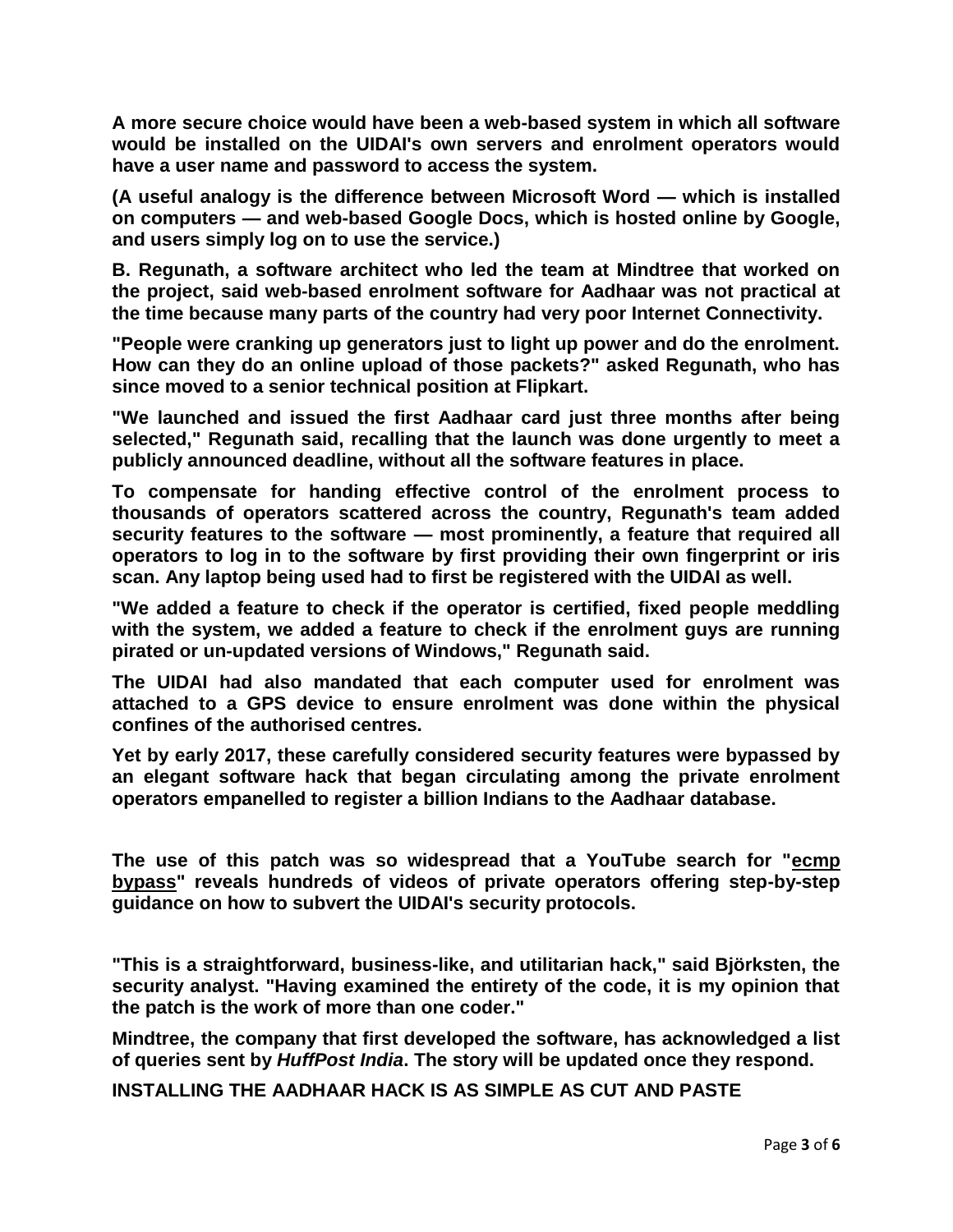**A more secure choice would have been a web-based system in which all software would be installed on the UIDAI's own servers and enrolment operators would have a user name and password to access the system.**

**(A useful analogy is the difference between Microsoft Word — which is installed on computers — and web-based Google Docs, which is hosted online by Google, and users simply log on to use the service.)**

**B. Regunath, a software architect who led the team at Mindtree that worked on the project, said web-based enrolment software for Aadhaar was not practical at the time because many parts of the country had very poor Internet Connectivity.**

**"People were cranking up generators just to light up power and do the enrolment. How can they do an online upload of those packets?" asked Regunath, who has since moved to a senior technical position at Flipkart.**

**"We launched and issued the first Aadhaar card just three months after being selected," Regunath said, recalling that the launch was done urgently to meet a publicly announced deadline, without all the software features in place.**

**To compensate for handing effective control of the enrolment process to thousands of operators scattered across the country, Regunath's team added security features to the software — most prominently, a feature that required all operators to log in to the software by first providing their own fingerprint or iris scan. Any laptop being used had to first be registered with the UIDAI as well.**

**"We added a feature to check if the operator is certified, fixed people meddling with the system, we added a feature to check if the enrolment guys are running pirated or un-updated versions of Windows," Regunath said.**

**The UIDAI had also mandated that each computer used for enrolment was attached to a GPS device to ensure enrolment was done within the physical confines of the authorised centres.**

**Yet by early 2017, these carefully considered security features were bypassed by an elegant software hack that began circulating among the private enrolment operators empanelled to register a billion Indians to the Aadhaar database.**

**The use of this patch was so widespread that a YouTube search for "ecmp bypass" reveals hundreds of videos of private operators offering step-by-step guidance on how to subvert the UIDAI's security protocols.**

**"This is a straightforward, business-like, and utilitarian hack," said Björksten, the security analyst. "Having examined the entirety of the code, it is my opinion that the patch is the work of more than one coder."**

**Mindtree, the company that first developed the software, has acknowledged a list of queries sent by *HuffPost India*. The story will be updated once they respond.**

## INSTALLING THE AADHAAR HACK IS AS SIMPLE AS CUT AND PASTE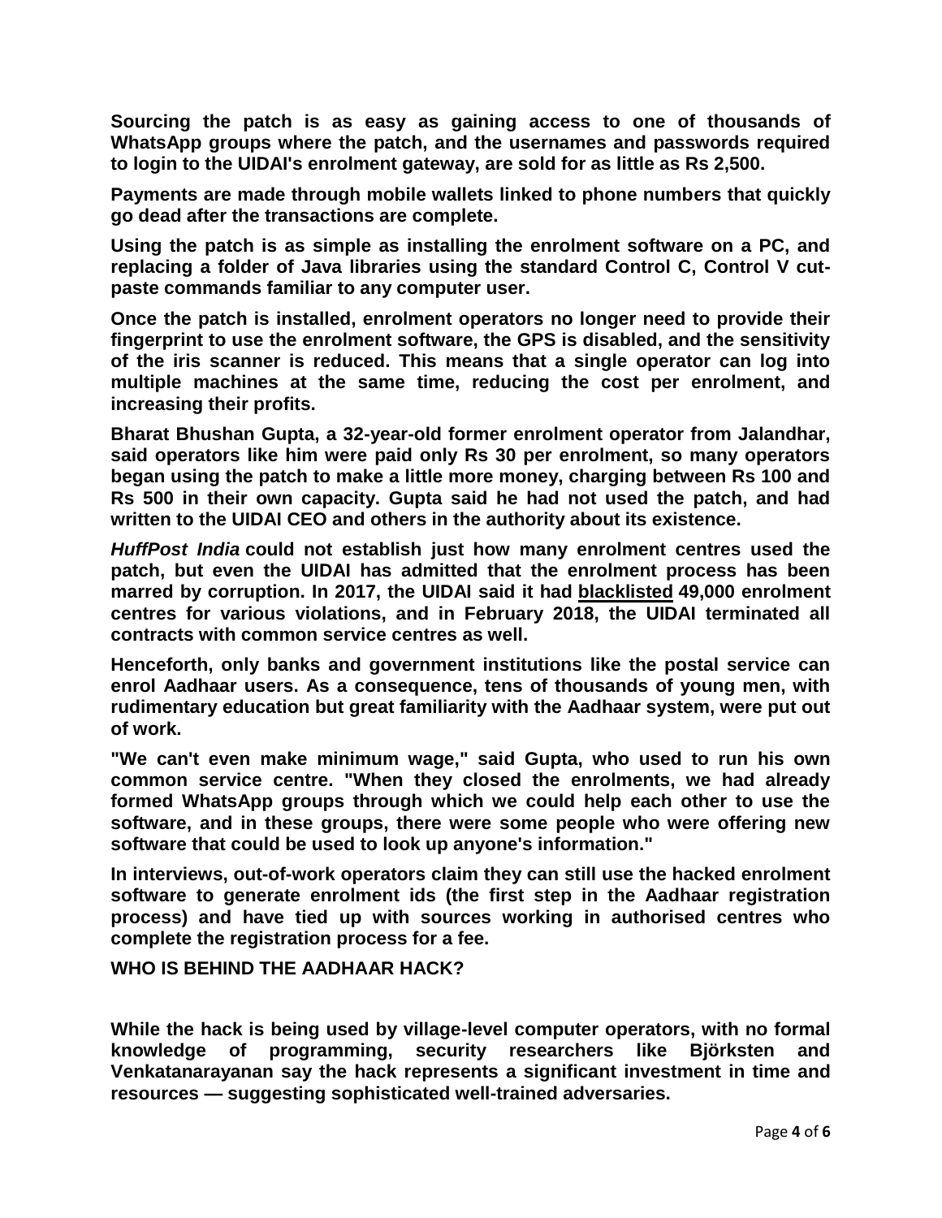**Sourcing the patch is as easy as gaining access to one of thousands of WhatsApp groups where the patch, and the usernames and passwords required to login to the UIDAI's enrolment gateway, are sold for as little as Rs 2,500.**

**Payments are made through mobile wallets linked to phone numbers that quickly go dead after the transactions are complete.**

**Using the patch is as simple as installing the enrolment software on a PC, and replacing a folder of Java libraries using the standard Control C, Control V cut-paste commands familiar to any computer user.**

**Once the patch is installed, enrolment operators no longer need to provide their fingerprint to use the enrolment software, the GPS is disabled, and the sensitivity of the iris scanner is reduced. This means that a single operator can log into multiple machines at the same time, reducing the cost per enrolment, and increasing their profits.**

**Bharat Bhushan Gupta, a 32-year-old former enrolment operator from Jalandhar, said operators like him were paid only Rs 30 per enrolment, so many operators began using the patch to make a little more money, charging between Rs 100 and Rs 500 in their own capacity. Gupta said he had not used the patch, and had written to the UIDAI CEO and others in the authority about its existence.**

***HuffPost India* could not establish just how many enrolment centres used the patch, but even the UIDAI has admitted that the enrolment process has been marred by corruption. In 2017, the UIDAI said it had blacklisted 49,000 enrolment centres for various violations, and in February 2018, the UIDAI terminated all contracts with common service centres as well.**

**Henceforth, only banks and government institutions like the postal service can enrol Aadhaar users. As a consequence, tens of thousands of young men, with rudimentary education but great familiarity with the Aadhaar system, were put out of work.**

**"We can't even make minimum wage," said Gupta, who used to run his own common service centre. "When they closed the enrolments, we had already formed WhatsApp groups through which we could help each other to use the software, and in these groups, there were some people who were offering new software that could be used to look up anyone's information."**

**In interviews, out-of-work operators claim they can still use the hacked enrolment software to generate enrolment ids (the first step in the Aadhaar registration process) and have tied up with sources working in authorised centres who complete the registration process for a fee.**

**WHO IS BEHIND THE AADHAAR HACK?**

**While the hack is being used by village-level computer operators, with no formal knowledge of programming, security researchers like Björksten and Venkatanarayanan say the hack represents a significant investment in time and resources — suggesting sophisticated well-trained adversaries.**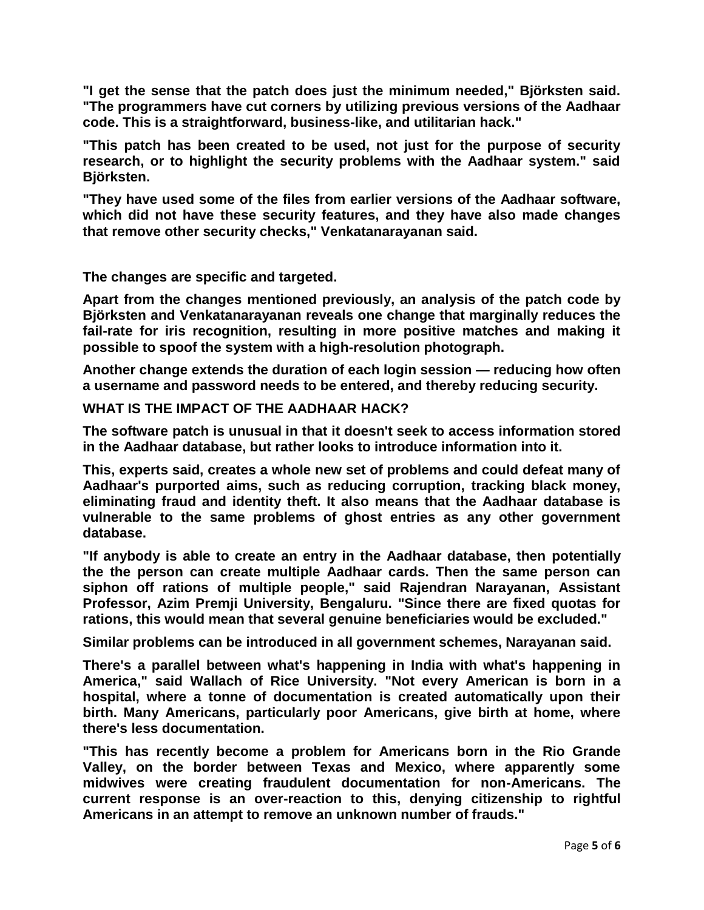**"I get the sense that the patch does just the minimum needed," Björksten said. "The programmers have cut corners by utilizing previous versions of the Aadhaar code. This is a straightforward, business-like, and utilitarian hack."**

**"This patch has been created to be used, not just for the purpose of security research, or to highlight the security problems with the Aadhaar system." said Björksten.**

**"They have used some of the files from earlier versions of the Aadhaar software, which did not have these security features, and they have also made changes that remove other security checks," Venkatanarayanan said.**

**The changes are specific and targeted.**

**Apart from the changes mentioned previously, an analysis of the patch code by Björksten and Venkatanarayanan reveals one change that marginally reduces the fail-rate for iris recognition, resulting in more positive matches and making it possible to spoof the system with a high-resolution photograph.**

**Another change extends the duration of each login session — reducing how often a username and password needs to be entered, and thereby reducing security.**

**WHAT IS THE IMPACT OF THE AADHAAR HACK?**

**The software patch is unusual in that it doesn't seek to access information stored in the Aadhaar database, but rather looks to introduce information into it.**

**This, experts said, creates a whole new set of problems and could defeat many of Aadhaar's purported aims, such as reducing corruption, tracking black money, eliminating fraud and identity theft. It also means that the Aadhaar database is vulnerable to the same problems of ghost entries as any other government database.**

**"If anybody is able to create an entry in the Aadhaar database, then potentially the the person can create multiple Aadhaar cards. Then the same person can siphon off rations of multiple people," said Rajendran Narayanan, Assistant Professor, Azim Premji University, Bengaluru. "Since there are fixed quotas for rations, this would mean that several genuine beneficiaries would be excluded."**

**Similar problems can be introduced in all government schemes, Narayanan said.**

**There's a parallel between what's happening in India with what's happening in America," said Wallach of Rice University. "Not every American is born in a hospital, where a tonne of documentation is created automatically upon their birth. Many Americans, particularly poor Americans, give birth at home, where there's less documentation.**

**"This has recently become a problem for Americans born in the Rio Grande Valley, on the border between Texas and Mexico, where apparently some midwives were creating fraudulent documentation for non-Americans. The current response is an over-reaction to this, denying citizenship to rightful Americans in an attempt to remove an unknown number of frauds."**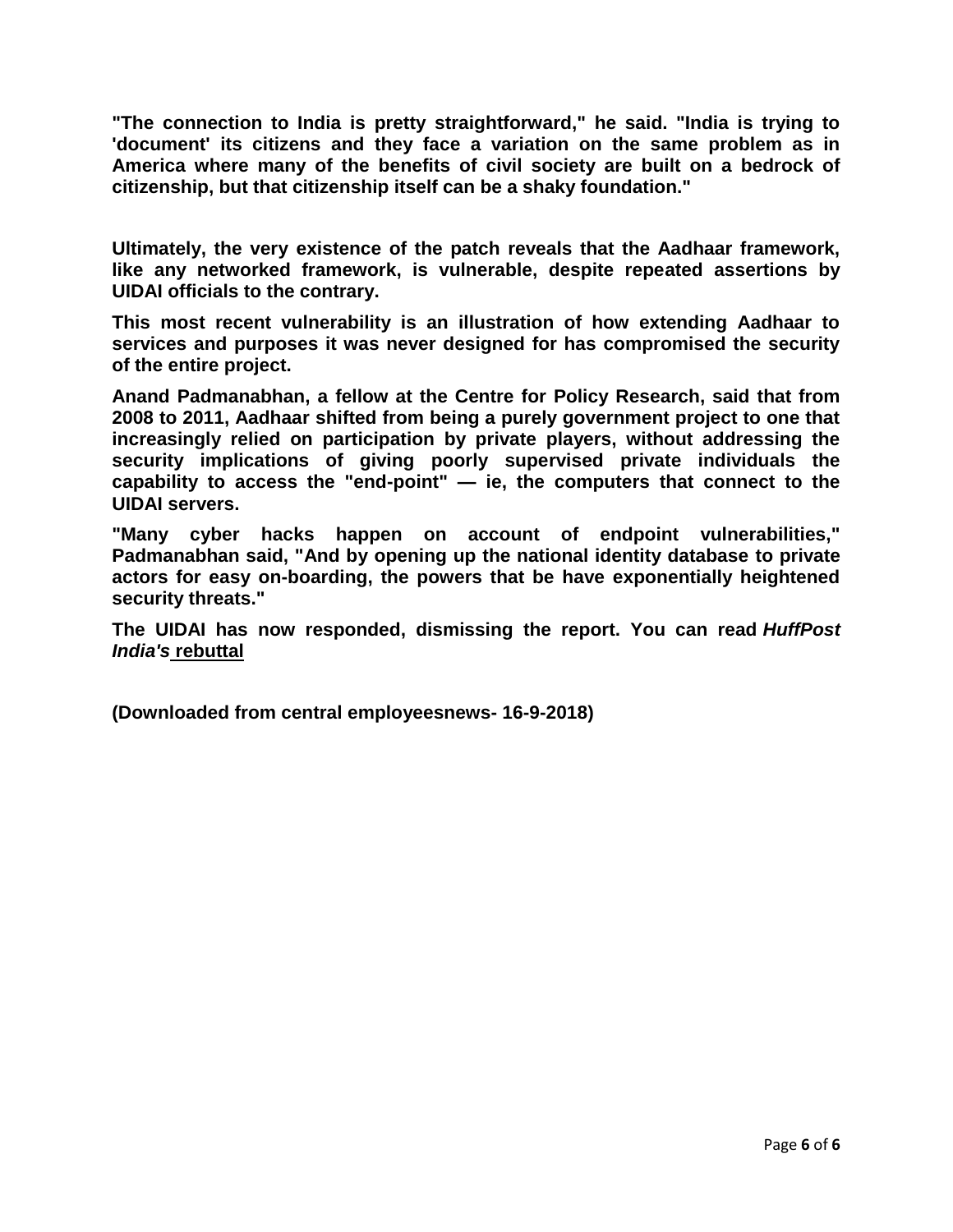**"The connection to India is pretty straightforward," he said. "India is trying to 'document' its citizens and they face a variation on the same problem as in America where many of the benefits of civil society are built on a bedrock of citizenship, but that citizenship itself can be a shaky foundation."**

**Ultimately, the very existence of the patch reveals that the Aadhaar framework, like any networked framework, is vulnerable, despite repeated assertions by UIDAI officials to the contrary.**

**This most recent vulnerability is an illustration of how extending Aadhaar to services and purposes it was never designed for has compromised the security of the entire project.**

**Anand Padmanabhan, a fellow at the Centre for Policy Research, said that from 2008 to 2011, Aadhaar shifted from being a purely government project to one that increasingly relied on participation by private players, without addressing the security implications of giving poorly supervised private individuals the capability to access the "end-point" — ie, the computers that connect to the UIDAI servers.**

**"Many cyber hacks happen on account of endpoint vulnerabilities," Padmanabhan said, "And by opening up the national identity database to private actors for easy on-boarding, the powers that be have exponentially heightened security threats."**

**The UIDAI has now responded, dismissing the report. You can read *HuffPost India's* rebuttal**

**(Downloaded from central employeesnews- 16-9-2018)**